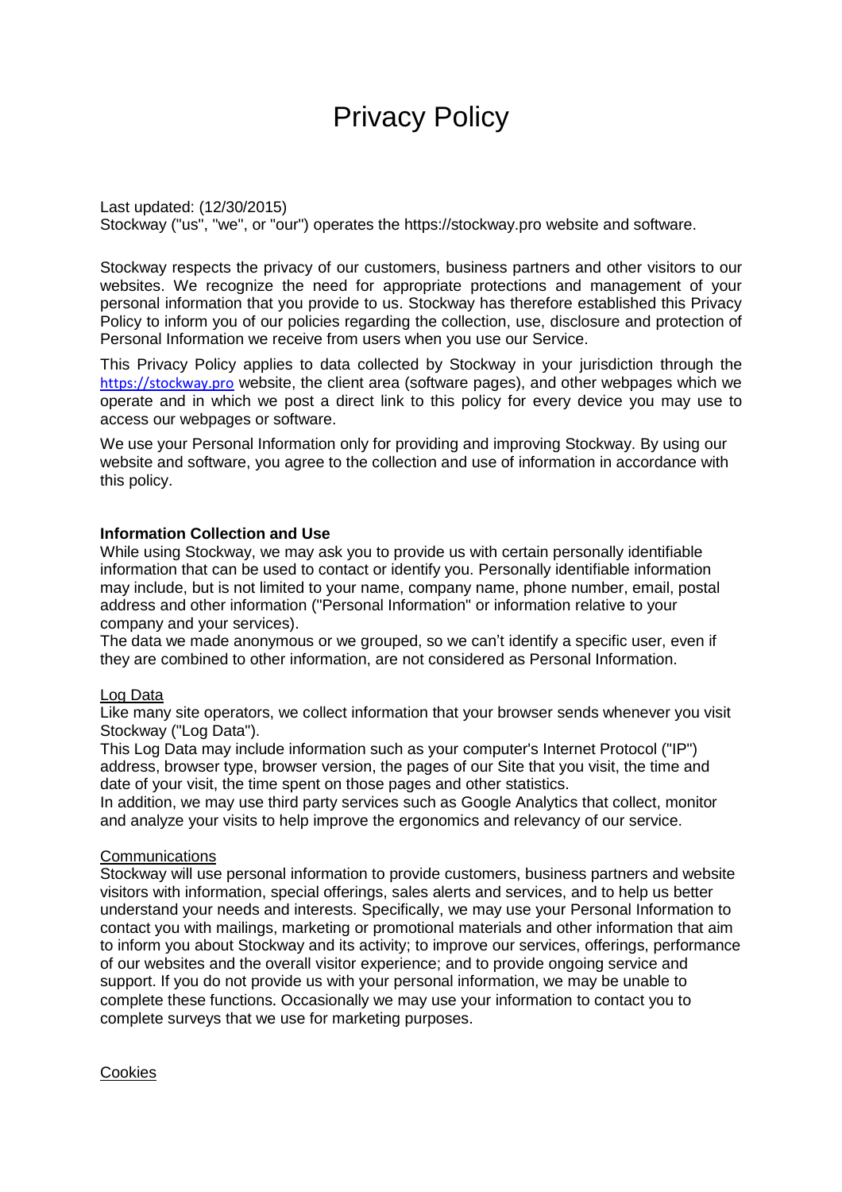# Privacy Policy

Last updated: (12/30/2015)
Stockway ("us", "we", or "our") operates the https://stockway.pro website and software.

Stockway respects the privacy of our customers, business partners and other visitors to our websites. We recognize the need for appropriate protections and management of your personal information that you provide to us. Stockway has therefore established this Privacy Policy to inform you of our policies regarding the collection, use, disclosure and protection of Personal Information we receive from users when you use our Service.

This Privacy Policy applies to data collected by Stockway in your jurisdiction through the https://stockway.pro website, the client area (software pages), and other webpages which we operate and in which we post a direct link to this policy for every device you may use to access our webpages or software.

We use your Personal Information only for providing and improving Stockway. By using our website and software, you agree to the collection and use of information in accordance with this policy.

**Information Collection and Use**

While using Stockway, we may ask you to provide us with certain personally identifiable information that can be used to contact or identify you. Personally identifiable information may include, but is not limited to your name, company name, phone number, email, postal address and other information ("Personal Information" or information relative to your company and your services).
The data we made anonymous or we grouped, so we can't identify a specific user, even if they are combined to other information, are not considered as Personal Information.

Log Data

Like many site operators, we collect information that your browser sends whenever you visit Stockway ("Log Data").
This Log Data may include information such as your computer's Internet Protocol ("IP") address, browser type, browser version, the pages of our Site that you visit, the time and date of your visit, the time spent on those pages and other statistics.
In addition, we may use third party services such as Google Analytics that collect, monitor and analyze your visits to help improve the ergonomics and relevancy of our service.

Communications

Stockway will use personal information to provide customers, business partners and website visitors with information, special offerings, sales alerts and services, and to help us better understand your needs and interests. Specifically, we may use your Personal Information to contact you with mailings, marketing or promotional materials and other information that aim to inform you about Stockway and its activity; to improve our services, offerings, performance of our websites and the overall visitor experience; and to provide ongoing service and support. If you do not provide us with your personal information, we may be unable to complete these functions. Occasionally we may use your information to contact you to complete surveys that we use for marketing purposes.

Cookies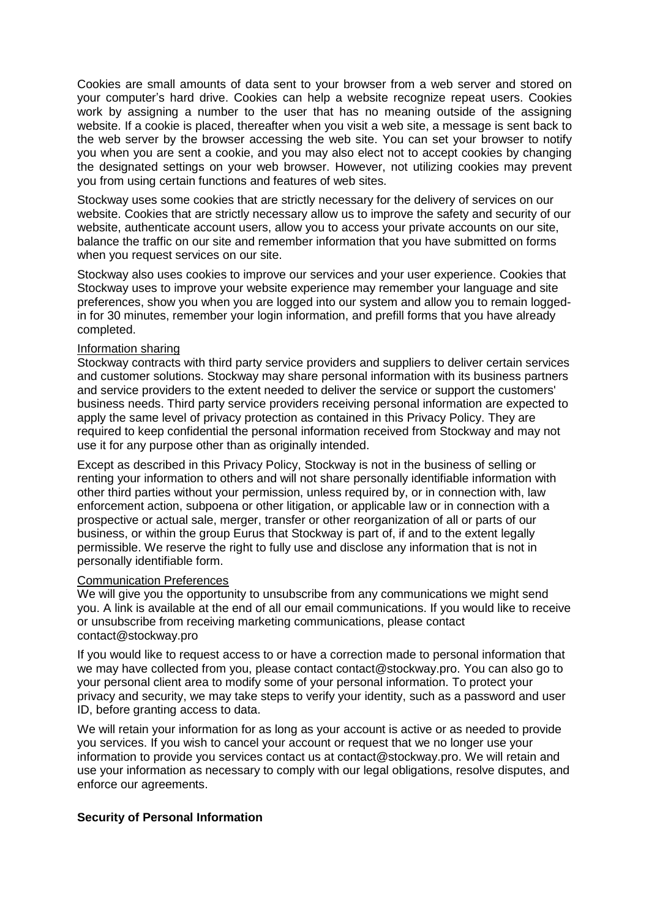Cookies are small amounts of data sent to your browser from a web server and stored on your computer's hard drive. Cookies can help a website recognize repeat users. Cookies work by assigning a number to the user that has no meaning outside of the assigning website. If a cookie is placed, thereafter when you visit a web site, a message is sent back to the web server by the browser accessing the web site. You can set your browser to notify you when you are sent a cookie, and you may also elect not to accept cookies by changing the designated settings on your web browser. However, not utilizing cookies may prevent you from using certain functions and features of web sites.

Stockway uses some cookies that are strictly necessary for the delivery of services on our website. Cookies that are strictly necessary allow us to improve the safety and security of our website, authenticate account users, allow you to access your private accounts on our site, balance the traffic on our site and remember information that you have submitted on forms when you request services on our site.

Stockway also uses cookies to improve our services and your user experience. Cookies that Stockway uses to improve your website experience may remember your language and site preferences, show you when you are logged into our system and allow you to remain logged-in for 30 minutes, remember your login information, and prefill forms that you have already completed.

Information sharing

Stockway contracts with third party service providers and suppliers to deliver certain services and customer solutions. Stockway may share personal information with its business partners and service providers to the extent needed to deliver the service or support the customers' business needs. Third party service providers receiving personal information are expected to apply the same level of privacy protection as contained in this Privacy Policy. They are required to keep confidential the personal information received from Stockway and may not use it for any purpose other than as originally intended.

Except as described in this Privacy Policy, Stockway is not in the business of selling or renting your information to others and will not share personally identifiable information with other third parties without your permission, unless required by, or in connection with, law enforcement action, subpoena or other litigation, or applicable law or in connection with a prospective or actual sale, merger, transfer or other reorganization of all or parts of our business, or within the group Eurus that Stockway is part of, if and to the extent legally permissible. We reserve the right to fully use and disclose any information that is not in personally identifiable form.

Communication Preferences

We will give you the opportunity to unsubscribe from any communications we might send you. A link is available at the end of all our email communications. If you would like to receive or unsubscribe from receiving marketing communications, please contact contact@stockway.pro

If you would like to request access to or have a correction made to personal information that we may have collected from you, please contact contact@stockway.pro. You can also go to your personal client area to modify some of your personal information. To protect your privacy and security, we may take steps to verify your identity, such as a password and user ID, before granting access to data.

We will retain your information for as long as your account is active or as needed to provide you services. If you wish to cancel your account or request that we no longer use your information to provide you services contact us at contact@stockway.pro. We will retain and use your information as necessary to comply with our legal obligations, resolve disputes, and enforce our agreements.

**Security of Personal Information**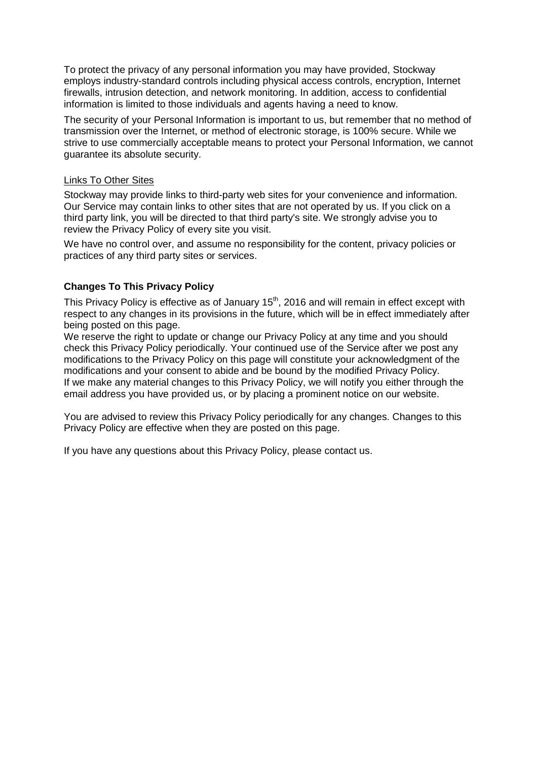To protect the privacy of any personal information you may have provided, Stockway employs industry-standard controls including physical access controls, encryption, Internet firewalls, intrusion detection, and network monitoring. In addition, access to confidential information is limited to those individuals and agents having a need to know.

The security of your Personal Information is important to us, but remember that no method of transmission over the Internet, or method of electronic storage, is 100% secure. While we strive to use commercially acceptable means to protect your Personal Information, we cannot guarantee its absolute security.

Links To Other Sites

Stockway may provide links to third-party web sites for your convenience and information. Our Service may contain links to other sites that are not operated by us. If you click on a third party link, you will be directed to that third party's site. We strongly advise you to review the Privacy Policy of every site you visit.

We have no control over, and assume no responsibility for the content, privacy policies or practices of any third party sites or services.

## Changes To This Privacy Policy

This Privacy Policy is effective as of January 15th, 2016 and will remain in effect except with respect to any changes in its provisions in the future, which will be in effect immediately after being posted on this page.

We reserve the right to update or change our Privacy Policy at any time and you should check this Privacy Policy periodically. Your continued use of the Service after we post any modifications to the Privacy Policy on this page will constitute your acknowledgment of the modifications and your consent to abide and be bound by the modified Privacy Policy.

If we make any material changes to this Privacy Policy, we will notify you either through the email address you have provided us, or by placing a prominent notice on our website.

You are advised to review this Privacy Policy periodically for any changes. Changes to this Privacy Policy are effective when they are posted on this page.

If you have any questions about this Privacy Policy, please contact us.